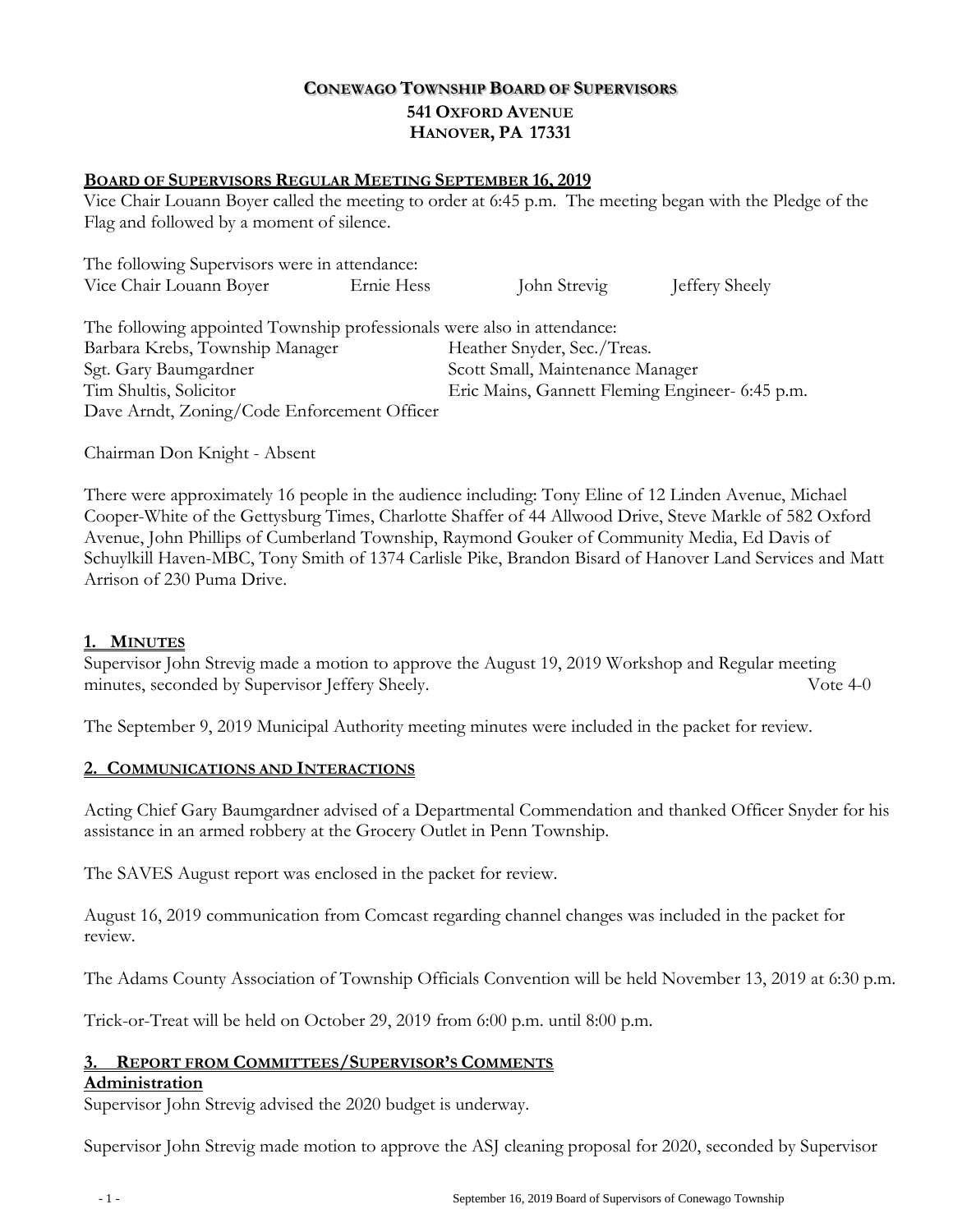# CONEWAGO TOWNSHIP BOARD OF SUPERVISORS
## 541 OXFORD AVENUE
## HANOVER, PA 17331

**BOARD OF SUPERVISORS REGULAR MEETING SEPTEMBER 16, 2019**

Vice Chair Louann Boyer called the meeting to order at 6:45 p.m. The meeting began with the Pledge of the Flag and followed by a moment of silence.

The following Supervisors were in attendance:
Vice Chair Louann Boyer    Ernie Hess    John Strevig    Jeffery Sheely

The following appointed Township professionals were also in attendance:
Barbara Krebs, Township Manager    Heather Snyder, Sec./Treas.
Sgt. Gary Baumgardner    Scott Small, Maintenance Manager
Tim Shultis, Solicitor    Eric Mains, Gannett Fleming Engineer- 6:45 p.m.
Dave Arndt, Zoning/Code Enforcement Officer

Chairman Don Knight - Absent

There were approximately 16 people in the audience including: Tony Eline of 12 Linden Avenue, Michael Cooper-White of the Gettysburg Times, Charlotte Shaffer of 44 Allwood Drive, Steve Markle of 582 Oxford Avenue, John Phillips of Cumberland Township, Raymond Gouker of Community Media, Ed Davis of Schuylkill Haven-MBC, Tony Smith of 1374 Carlisle Pike, Brandon Bisard of Hanover Land Services and Matt Arrison of 230 Puma Drive.

## 1. MINUTES

Supervisor John Strevig made a motion to approve the August 19, 2019 Workshop and Regular meeting minutes, seconded by Supervisor Jeffery Sheely. Vote 4-0

The September 9, 2019 Municipal Authority meeting minutes were included in the packet for review.

## 2. COMMUNICATIONS AND INTERACTIONS

Acting Chief Gary Baumgardner advised of a Departmental Commendation and thanked Officer Snyder for his assistance in an armed robbery at the Grocery Outlet in Penn Township.

The SAVES August report was enclosed in the packet for review.

August 16, 2019 communication from Comcast regarding channel changes was included in the packet for review.

The Adams County Association of Township Officials Convention will be held November 13, 2019 at 6:30 p.m.

Trick-or-Treat will be held on October 29, 2019 from 6:00 p.m. until 8:00 p.m.

## 3. REPORT FROM COMMITTEES/SUPERVISOR'S COMMENTS

**Administration**

Supervisor John Strevig advised the 2020 budget is underway.

Supervisor John Strevig made motion to approve the ASJ cleaning proposal for 2020, seconded by Supervisor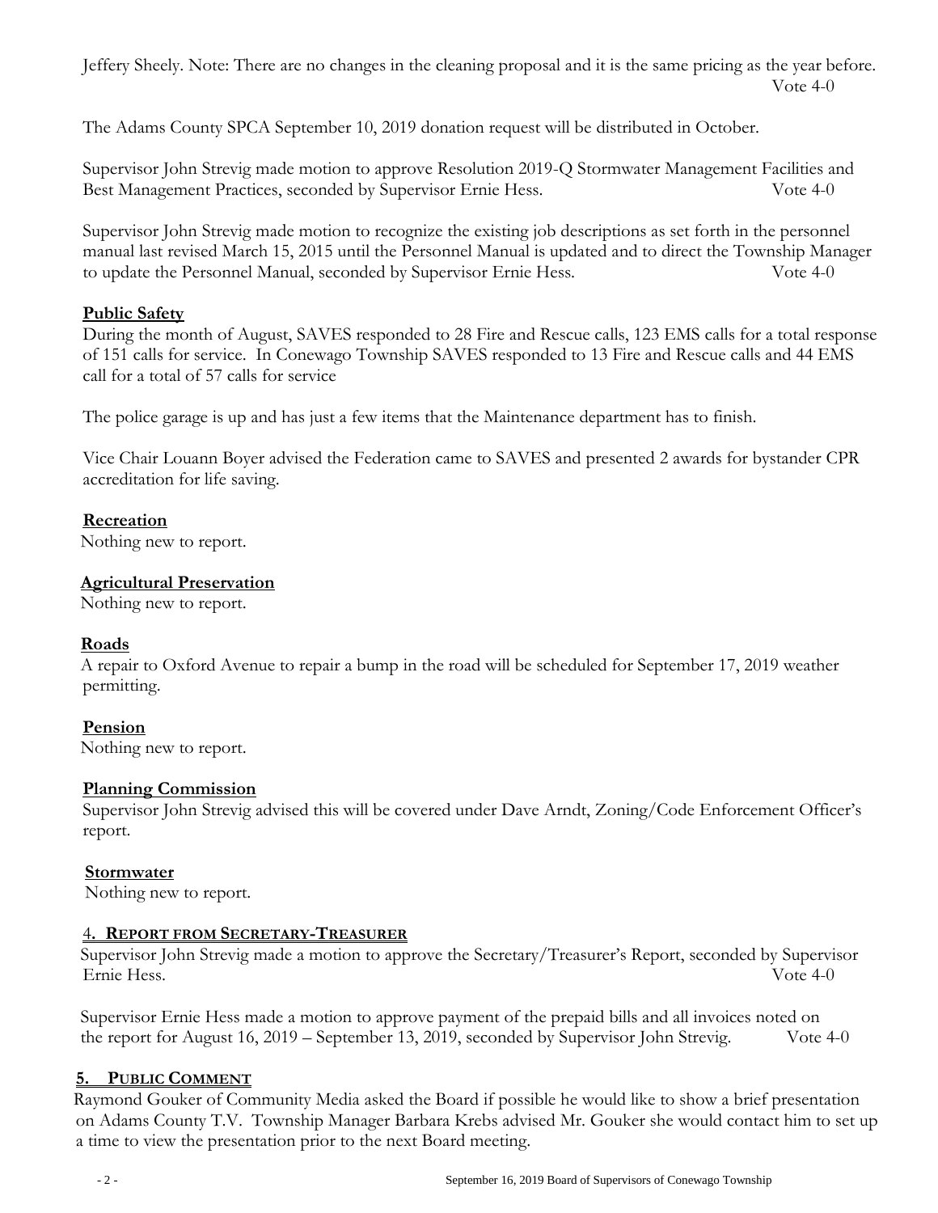Jeffery Sheely. Note: There are no changes in the cleaning proposal and it is the same pricing as the year before. Vote 4-0

The Adams County SPCA September 10, 2019 donation request will be distributed in October.

Supervisor John Strevig made motion to approve Resolution 2019-Q Stormwater Management Facilities and Best Management Practices, seconded by Supervisor Ernie Hess. Vote 4-0

Supervisor John Strevig made motion to recognize the existing job descriptions as set forth in the personnel manual last revised March 15, 2015 until the Personnel Manual is updated and to direct the Township Manager to update the Personnel Manual, seconded by Supervisor Ernie Hess. Vote 4-0

**Public Safety**

During the month of August, SAVES responded to 28 Fire and Rescue calls, 123 EMS calls for a total response of 151 calls for service. In Conewago Township SAVES responded to 13 Fire and Rescue calls and 44 EMS call for a total of 57 calls for service

The police garage is up and has just a few items that the Maintenance department has to finish.

Vice Chair Louann Boyer advised the Federation came to SAVES and presented 2 awards for bystander CPR accreditation for life saving.

**Recreation**

Nothing new to report.

**Agricultural Preservation**

Nothing new to report.

**Roads**

A repair to Oxford Avenue to repair a bump in the road will be scheduled for September 17, 2019 weather permitting.

**Pension**

Nothing new to report.

**Planning Commission**

Supervisor John Strevig advised this will be covered under Dave Arndt, Zoning/Code Enforcement Officer's report.

**Stormwater**

Nothing new to report.

## 4. REPORT FROM SECRETARY-TREASURER

Supervisor John Strevig made a motion to approve the Secretary/Treasurer's Report, seconded by Supervisor Ernie Hess. Vote 4-0

Supervisor Ernie Hess made a motion to approve payment of the prepaid bills and all invoices noted on the report for August 16, 2019 – September 13, 2019, seconded by Supervisor John Strevig. Vote 4-0

## 5. PUBLIC COMMENT

Raymond Gouker of Community Media asked the Board if possible he would like to show a brief presentation on Adams County T.V. Township Manager Barbara Krebs advised Mr. Gouker she would contact him to set up a time to view the presentation prior to the next Board meeting.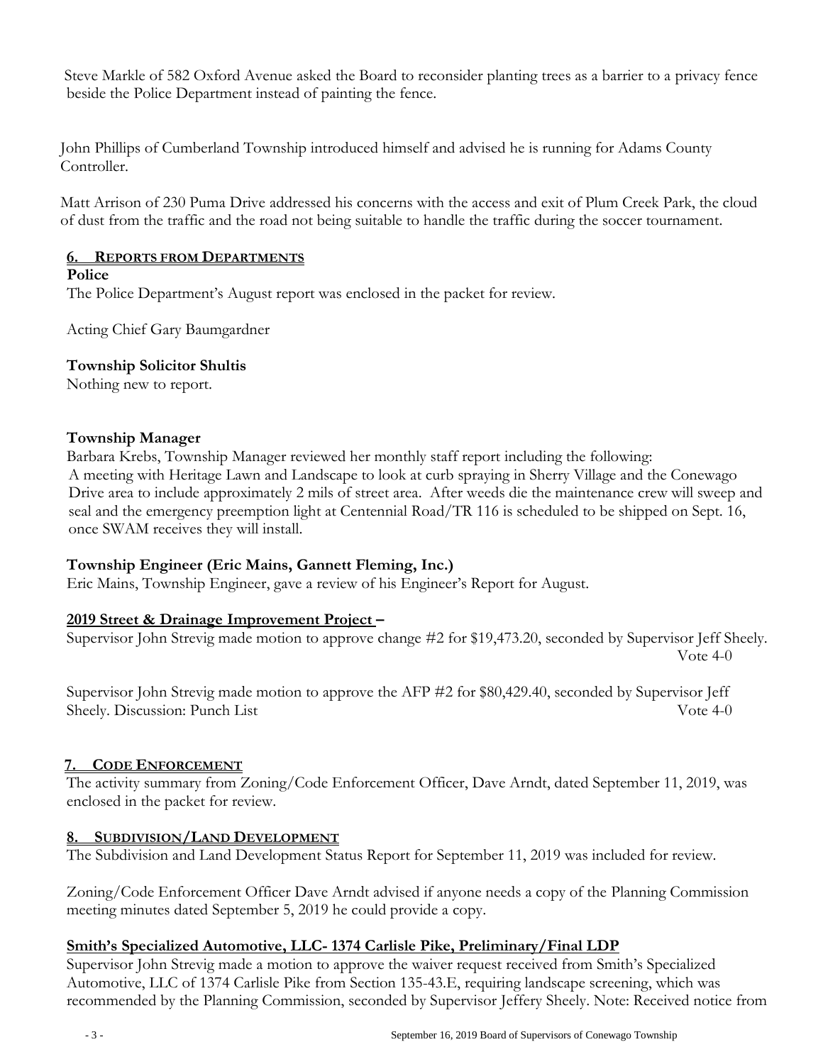Steve Markle of 582 Oxford Avenue asked the Board to reconsider planting trees as a barrier to a privacy fence beside the Police Department instead of painting the fence.

John Phillips of Cumberland Township introduced himself and advised he is running for Adams County Controller.

Matt Arrison of 230 Puma Drive addressed his concerns with the access and exit of Plum Creek Park, the cloud of dust from the traffic and the road not being suitable to handle the traffic during the soccer tournament.

## 6. REPORTS FROM DEPARTMENTS

**Police**

The Police Department's August report was enclosed in the packet for review.

Acting Chief Gary Baumgardner

**Township Solicitor Shultis**

Nothing new to report.

**Township Manager**

Barbara Krebs, Township Manager reviewed her monthly staff report including the following: A meeting with Heritage Lawn and Landscape to look at curb spraying in Sherry Village and the Conewago Drive area to include approximately 2 mils of street area. After weeds die the maintenance crew will sweep and seal and the emergency preemption light at Centennial Road/TR 116 is scheduled to be shipped on Sept. 16, once SWAM receives they will install.

**Township Engineer (Eric Mains, Gannett Fleming, Inc.)**

Eric Mains, Township Engineer, gave a review of his Engineer's Report for August.

**2019 Street & Drainage Improvement Project –**

Supervisor John Strevig made motion to approve change #2 for $19,473.20, seconded by Supervisor Jeff Sheely. Vote 4-0

Supervisor John Strevig made motion to approve the AFP #2 for $80,429.40, seconded by Supervisor Jeff Sheely. Discussion: Punch List Vote 4-0

## 7. CODE ENFORCEMENT

The activity summary from Zoning/Code Enforcement Officer, Dave Arndt, dated September 11, 2019, was enclosed in the packet for review.

## 8. SUBDIVISION/LAND DEVELOPMENT

The Subdivision and Land Development Status Report for September 11, 2019 was included for review.

Zoning/Code Enforcement Officer Dave Arndt advised if anyone needs a copy of the Planning Commission meeting minutes dated September 5, 2019 he could provide a copy.

**Smith's Specialized Automotive, LLC- 1374 Carlisle Pike, Preliminary/Final LDP**

Supervisor John Strevig made a motion to approve the waiver request received from Smith's Specialized Automotive, LLC of 1374 Carlisle Pike from Section 135-43.E, requiring landscape screening, which was recommended by the Planning Commission, seconded by Supervisor Jeffery Sheely. Note: Received notice from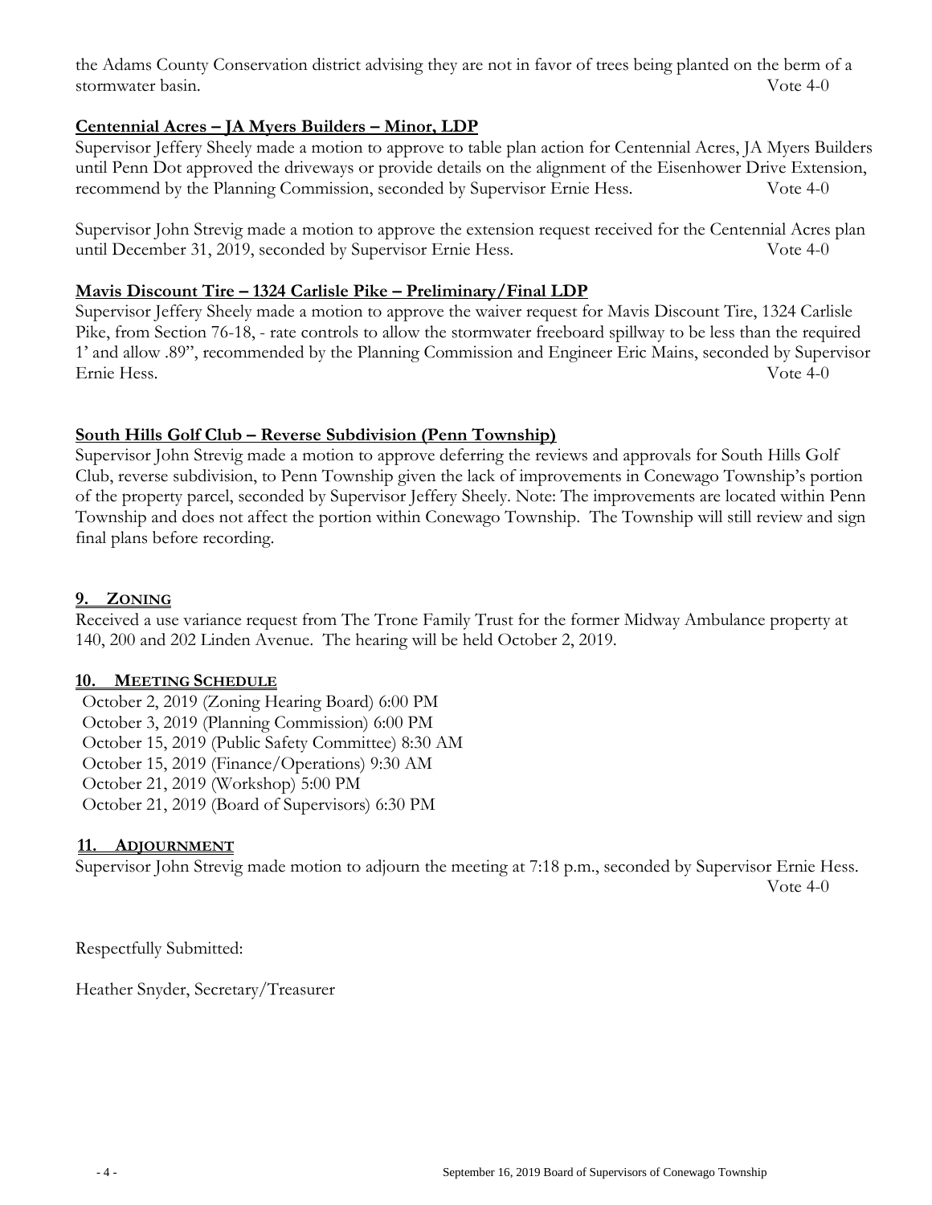the Adams County Conservation district advising they are not in favor of trees being planted on the berm of a stormwater basin. Vote 4-0

**Centennial Acres – JA Myers Builders – Minor, LDP**

Supervisor Jeffery Sheely made a motion to approve to table plan action for Centennial Acres, JA Myers Builders until Penn Dot approved the driveways or provide details on the alignment of the Eisenhower Drive Extension, recommend by the Planning Commission, seconded by Supervisor Ernie Hess. Vote 4-0

Supervisor John Strevig made a motion to approve the extension request received for the Centennial Acres plan until December 31, 2019, seconded by Supervisor Ernie Hess. Vote 4-0

**Mavis Discount Tire – 1324 Carlisle Pike – Preliminary/Final LDP**

Supervisor Jeffery Sheely made a motion to approve the waiver request for Mavis Discount Tire, 1324 Carlisle Pike, from Section 76-18, - rate controls to allow the stormwater freeboard spillway to be less than the required 1' and allow .89", recommended by the Planning Commission and Engineer Eric Mains, seconded by Supervisor Ernie Hess. Vote 4-0

**South Hills Golf Club – Reverse Subdivision (Penn Township)**

Supervisor John Strevig made a motion to approve deferring the reviews and approvals for South Hills Golf Club, reverse subdivision, to Penn Township given the lack of improvements in Conewago Township's portion of the property parcel, seconded by Supervisor Jeffery Sheely. Note: The improvements are located within Penn Township and does not affect the portion within Conewago Township. The Township will still review and sign final plans before recording.

## 9. ZONING

Received a use variance request from The Trone Family Trust for the former Midway Ambulance property at 140, 200 and 202 Linden Avenue. The hearing will be held October 2, 2019.

## 10. MEETING SCHEDULE

October 2, 2019 (Zoning Hearing Board) 6:00 PM
October 3, 2019 (Planning Commission) 6:00 PM
October 15, 2019 (Public Safety Committee) 8:30 AM
October 15, 2019 (Finance/Operations) 9:30 AM
October 21, 2019 (Workshop) 5:00 PM
October 21, 2019 (Board of Supervisors) 6:30 PM

## 11. ADJOURNMENT

Supervisor John Strevig made motion to adjourn the meeting at 7:18 p.m., seconded by Supervisor Ernie Hess. Vote 4-0

Respectfully Submitted:

Heather Snyder, Secretary/Treasurer